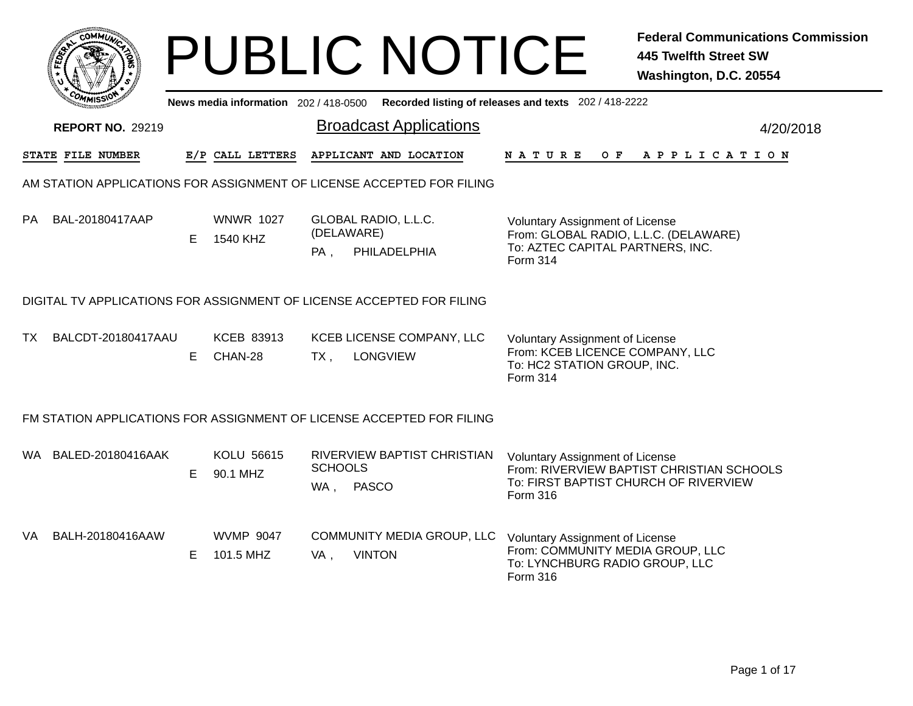# PUBLIC NOTICE

**Federal Communications Commission**
**445 Twelfth Street SW**
**Washington, D.C. 20554**

**News media information** 202 / 418-0500 **Recorded listing of releases and texts** 202 / 418-2222

**REPORT NO.** 29219

## Broadcast Applications

4/20/2018

| STATE | FILE NUMBER | E/P | CALL LETTERS | APPLICANT AND LOCATION | NATURE OF APPLICATION |
|---|---|---|---|---|---|

### AM STATION APPLICATIONS FOR ASSIGNMENT OF LICENSE ACCEPTED FOR FILING

| STATE | FILE NUMBER | E/P | CALL LETTERS | APPLICANT AND LOCATION | NATURE OF APPLICATION |
|---|---|---|---|---|---|
| PA | BAL-20180417AAP | E | WNWR 1027<br>1540 KHZ | GLOBAL RADIO, L.L.C. (DELAWARE)<br>PA , PHILADELPHIA | Voluntary Assignment of License<br>From: GLOBAL RADIO, L.L.C. (DELAWARE)<br>To: AZTEC CAPITAL PARTNERS, INC.<br>Form 314 |

### DIGITAL TV APPLICATIONS FOR ASSIGNMENT OF LICENSE ACCEPTED FOR FILING

| STATE | FILE NUMBER | E/P | CALL LETTERS | APPLICANT AND LOCATION | NATURE OF APPLICATION |
|---|---|---|---|---|---|
| TX | BALCDT-20180417AAU | E | KCEB 83913<br>CHAN-28 | KCEB LICENSE COMPANY, LLC<br>TX , LONGVIEW | Voluntary Assignment of License<br>From: KCEB LICENCE COMPANY, LLC<br>To: HC2 STATION GROUP, INC.<br>Form 314 |

### FM STATION APPLICATIONS FOR ASSIGNMENT OF LICENSE ACCEPTED FOR FILING

| STATE | FILE NUMBER | E/P | CALL LETTERS | APPLICANT AND LOCATION | NATURE OF APPLICATION |
|---|---|---|---|---|---|
| WA | BALED-20180416AAK | E | KOLU 56615<br>90.1 MHZ | RIVERVIEW BAPTIST CHRISTIAN SCHOOLS<br>WA , PASCO | Voluntary Assignment of License<br>From: RIVERVIEW BAPTIST CHRISTIAN SCHOOLS<br>To: FIRST BAPTIST CHURCH OF RIVERVIEW<br>Form 316 |
| VA | BALH-20180416AAW | E | WVMP 9047<br>101.5 MHZ | COMMUNITY MEDIA GROUP, LLC<br>VA , VINTON | Voluntary Assignment of License<br>From: COMMUNITY MEDIA GROUP, LLC<br>To: LYNCHBURG RADIO GROUP, LLC<br>Form 316 |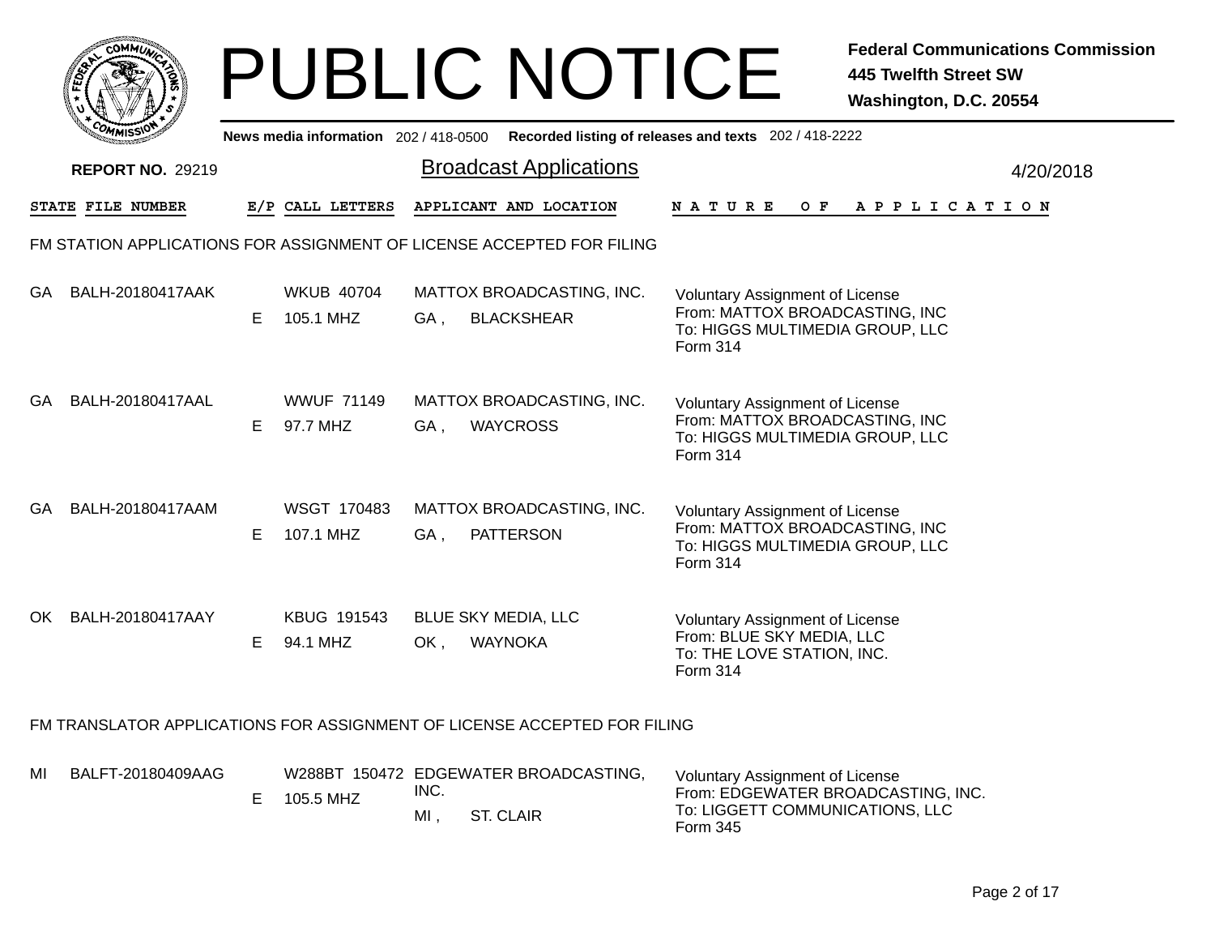# PUBLIC NOTICE

**Federal Communications Commission**
**445 Twelfth Street SW**
**Washington, D.C. 20554**

**News media information** 202 / 418-0500 **Recorded listing of releases and texts** 202 / 418-2222

**REPORT NO.** 29219

## Broadcast Applications

4/20/2018

### FM STATION APPLICATIONS FOR ASSIGNMENT OF LICENSE ACCEPTED FOR FILING

| STATE | FILE NUMBER | E/P | CALL LETTERS | APPLICANT AND LOCATION | NATURE OF APPLICATION |
|---|---|---|---|---|---|
| GA | BALH-20180417AAK | E | WKUB 40704<br>105.1 MHZ | MATTOX BROADCASTING, INC.<br>GA , BLACKSHEAR | Voluntary Assignment of License<br>From: MATTOX BROADCASTING, INC<br>To: HIGGS MULTIMEDIA GROUP, LLC<br>Form 314 |
| GA | BALH-20180417AAL | E | WWUF 71149<br>97.7 MHZ | MATTOX BROADCASTING, INC.<br>GA , WAYCROSS | Voluntary Assignment of License<br>From: MATTOX BROADCASTING, INC<br>To: HIGGS MULTIMEDIA GROUP, LLC<br>Form 314 |
| GA | BALH-20180417AAM | E | WSGT 170483<br>107.1 MHZ | MATTOX BROADCASTING, INC.<br>GA , PATTERSON | Voluntary Assignment of License<br>From: MATTOX BROADCASTING, INC<br>To: HIGGS MULTIMEDIA GROUP, LLC<br>Form 314 |
| OK | BALH-20180417AAY | E | KBUG 191543<br>94.1 MHZ | BLUE SKY MEDIA, LLC<br>OK , WAYNOKA | Voluntary Assignment of License<br>From: BLUE SKY MEDIA, LLC<br>To: THE LOVE STATION, INC.<br>Form 314 |

### FM TRANSLATOR APPLICATIONS FOR ASSIGNMENT OF LICENSE ACCEPTED FOR FILING

| STATE | FILE NUMBER | E/P | CALL LETTERS | APPLICANT AND LOCATION | NATURE OF APPLICATION |
|---|---|---|---|---|---|
| MI | BALFT-20180409AAG | E | W288BT 150472<br>105.5 MHZ | EDGEWATER BROADCASTING, INC.<br>MI , ST. CLAIR | Voluntary Assignment of License<br>From: EDGEWATER BROADCASTING, INC.<br>To: LIGGETT COMMUNICATIONS, LLC<br>Form 345 |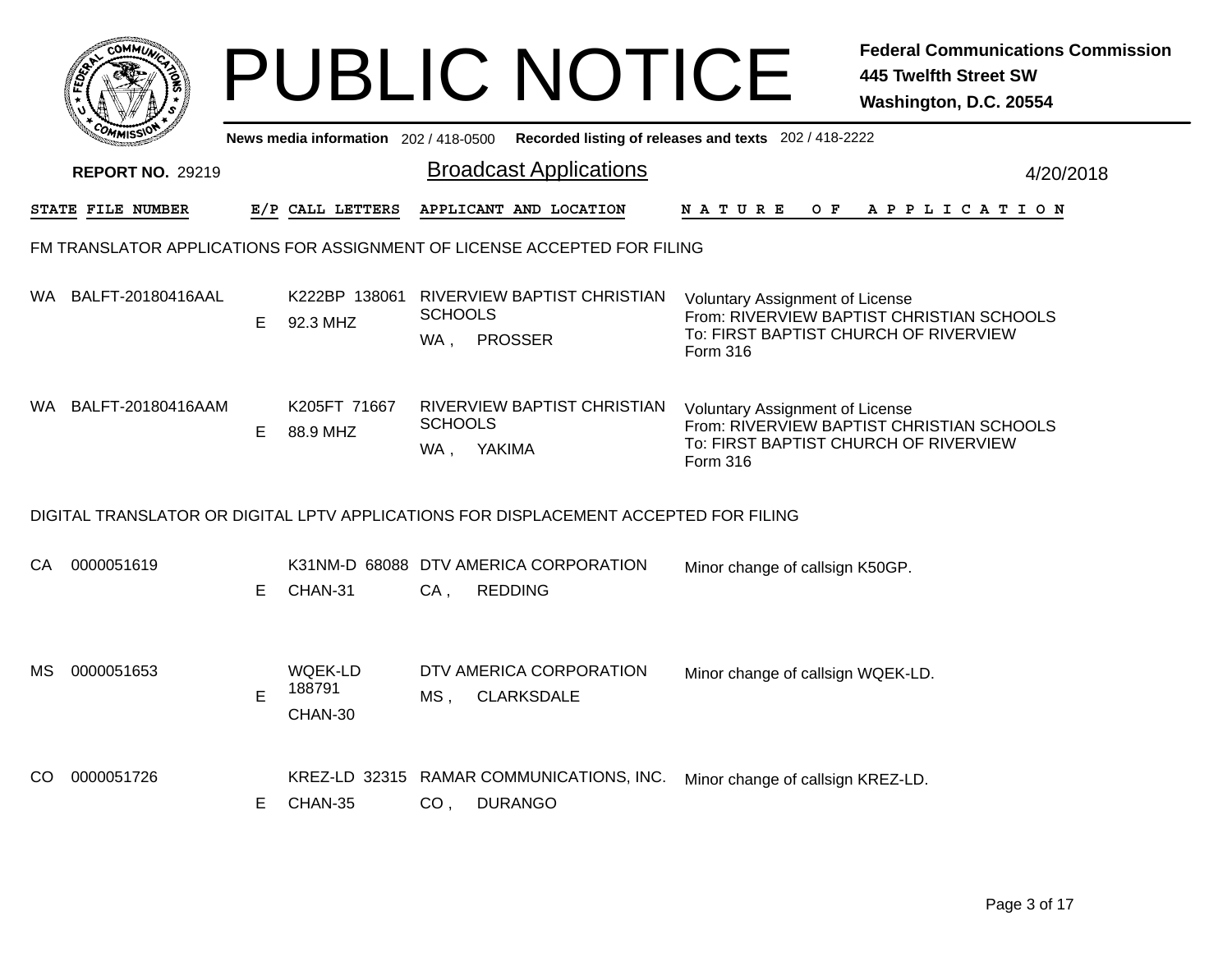# PUBLIC NOTICE

**Federal Communications Commission**
**445 Twelfth Street SW**
**Washington, D.C. 20554**

News media information 202 / 418-0500 Recorded listing of releases and texts 202 / 418-2222

**REPORT NO.** 29219

## Broadcast Applications

4/20/2018

### FM TRANSLATOR APPLICATIONS FOR ASSIGNMENT OF LICENSE ACCEPTED FOR FILING

| STATE | FILE NUMBER | E/P | CALL LETTERS | APPLICANT AND LOCATION | NATURE OF APPLICATION |
|---|---|---|---|---|---|
| WA | BALFT-20180416AAL | E | K222BP 138061 92.3 MHZ | RIVERVIEW BAPTIST CHRISTIAN SCHOOLS WA , PROSSER | Voluntary Assignment of License From: RIVERVIEW BAPTIST CHRISTIAN SCHOOLS To: FIRST BAPTIST CHURCH OF RIVERVIEW Form 316 |
| WA | BALFT-20180416AAM | E | K205FT 71667 88.9 MHZ | RIVERVIEW BAPTIST CHRISTIAN SCHOOLS WA , YAKIMA | Voluntary Assignment of License From: RIVERVIEW BAPTIST CHRISTIAN SCHOOLS To: FIRST BAPTIST CHURCH OF RIVERVIEW Form 316 |

### DIGITAL TRANSLATOR OR DIGITAL LPTV APPLICATIONS FOR DISPLACEMENT ACCEPTED FOR FILING

| STATE | FILE NUMBER | E/P | CALL LETTERS | APPLICANT AND LOCATION | NATURE OF APPLICATION |
|---|---|---|---|---|---|
| CA | 0000051619 | E | K31NM-D 68088 CHAN-31 | DTV AMERICA CORPORATION CA , REDDING | Minor change of callsign K50GP. |
| MS | 0000051653 | E | WQEK-LD 188791 CHAN-30 | DTV AMERICA CORPORATION MS , CLARKSDALE | Minor change of callsign WQEK-LD. |
| CO | 0000051726 | E | KREZ-LD 32315 CHAN-35 | RAMAR COMMUNICATIONS, INC. CO , DURANGO | Minor change of callsign KREZ-LD. |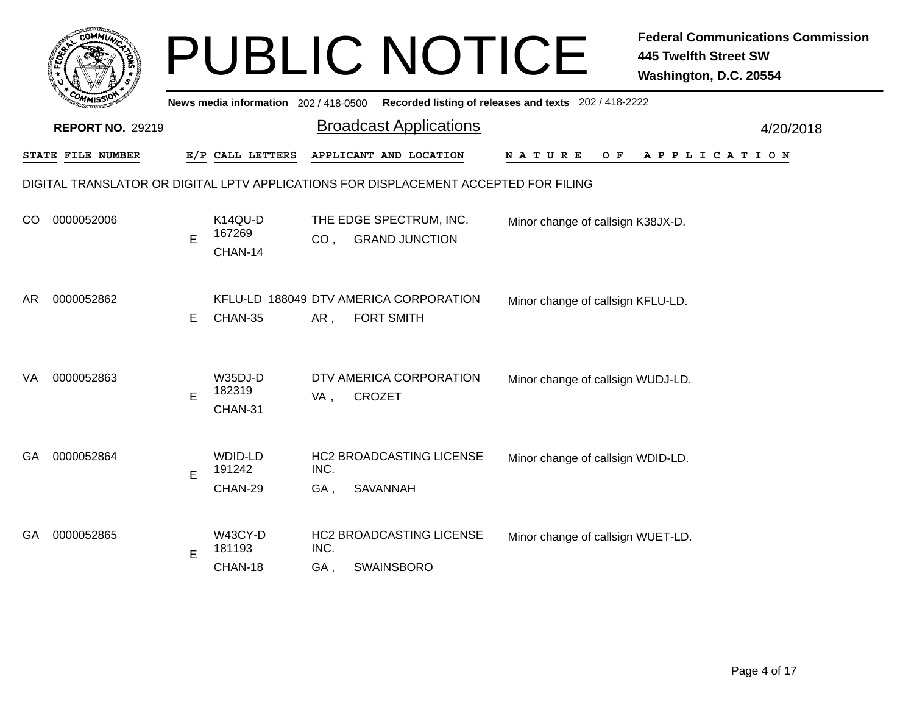# PUBLIC NOTICE

**Federal Communications Commission**
**445 Twelfth Street SW**
**Washington, D.C. 20554**

**News media information** 202 / 418-0500 **Recorded listing of releases and texts** 202 / 418-2222

**REPORT NO.** 29219

## Broadcast Applications

4/20/2018

DIGITAL TRANSLATOR OR DIGITAL LPTV APPLICATIONS FOR DISPLACEMENT ACCEPTED FOR FILING

| STATE | FILE NUMBER | E/P | CALL LETTERS | APPLICANT AND LOCATION | NATURE OF APPLICATION |
|---|---|---|---|---|---|
| CO | 0000052006 | E | K14QU-D 167269 CHAN-14 | THE EDGE SPECTRUM, INC. CO , GRAND JUNCTION | Minor change of callsign K38JX-D. |
| AR | 0000052862 | E | KFLU-LD 188049 CHAN-35 | DTV AMERICA CORPORATION AR , FORT SMITH | Minor change of callsign KFLU-LD. |
| VA | 0000052863 | E | W35DJ-D 182319 CHAN-31 | DTV AMERICA CORPORATION VA , CROZET | Minor change of callsign WUDJ-LD. |
| GA | 0000052864 | E | WDID-LD 191242 CHAN-29 | HC2 BROADCASTING LICENSE INC. GA , SAVANNAH | Minor change of callsign WDID-LD. |
| GA | 0000052865 | E | W43CY-D 181193 CHAN-18 | HC2 BROADCASTING LICENSE INC. GA , SWAINSBORO | Minor change of callsign WUET-LD. |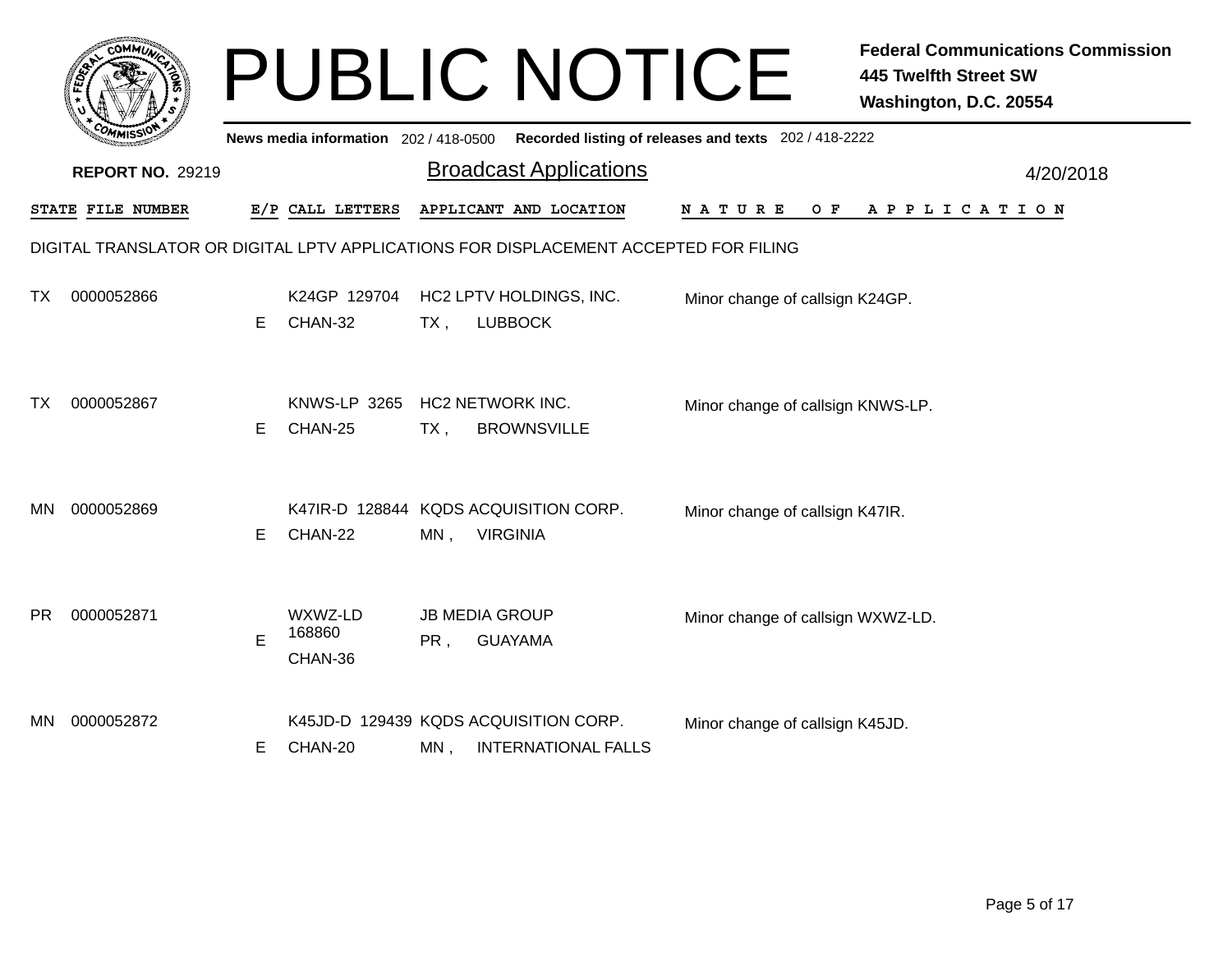# PUBLIC NOTICE

**Federal Communications Commission**
**445 Twelfth Street SW**
**Washington, D.C. 20554**

**News media information** 202 / 418-0500 **Recorded listing of releases and texts** 202 / 418-2222

**REPORT NO.** 29219

## Broadcast Applications

4/20/2018

DIGITAL TRANSLATOR OR DIGITAL LPTV APPLICATIONS FOR DISPLACEMENT ACCEPTED FOR FILING

| STATE | FILE NUMBER | E/P | CALL LETTERS | APPLICANT AND LOCATION | NATURE OF APPLICATION |
|---|---|---|---|---|---|
| TX | 0000052866 | E | K24GP 129704 CHAN-32 | HC2 LPTV HOLDINGS, INC. TX , LUBBOCK | Minor change of callsign K24GP. |
| TX | 0000052867 | E | KNWS-LP 3265 CHAN-25 | HC2 NETWORK INC. TX , BROWNSVILLE | Minor change of callsign KNWS-LP. |
| MN | 0000052869 | E | K47IR-D 128844 CHAN-22 | KQDS ACQUISITION CORP. MN , VIRGINIA | Minor change of callsign K47IR. |
| PR | 0000052871 | E | WXWZ-LD 168860 CHAN-36 | JB MEDIA GROUP PR , GUAYAMA | Minor change of callsign WXWZ-LD. |
| MN | 0000052872 | E | K45JD-D 129439 CHAN-20 | KQDS ACQUISITION CORP. MN , INTERNATIONAL FALLS | Minor change of callsign K45JD. |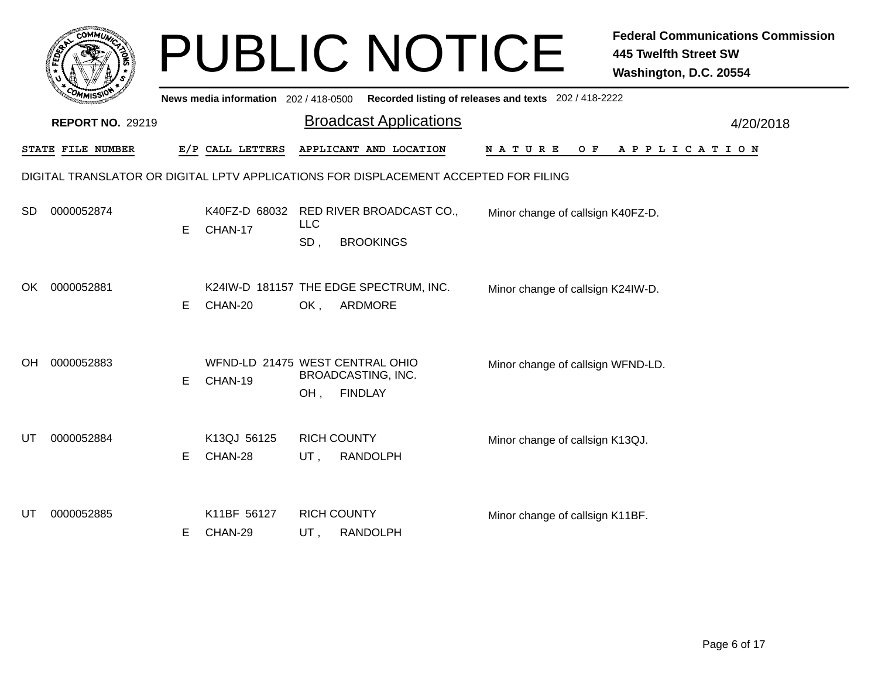# PUBLIC NOTICE

**Federal Communications Commission**
**445 Twelfth Street SW**
**Washington, D.C. 20554**

**News media information** 202 / 418-0500 **Recorded listing of releases and texts** 202 / 418-2222

**REPORT NO.** 29219

## Broadcast Applications

4/20/2018

DIGITAL TRANSLATOR OR DIGITAL LPTV APPLICATIONS FOR DISPLACEMENT ACCEPTED FOR FILING

| STATE | FILE NUMBER | E/P | CALL LETTERS | APPLICANT AND LOCATION | NATURE OF APPLICATION |
|---|---|---|---|---|---|
| SD | 0000052874 | E | K40FZ-D 68032 CHAN-17 | RED RIVER BROADCAST CO., LLC SD , BROOKINGS | Minor change of callsign K40FZ-D. |
| OK | 0000052881 | E | K24IW-D 181157 CHAN-20 | THE EDGE SPECTRUM, INC. OK , ARDMORE | Minor change of callsign K24IW-D. |
| OH | 0000052883 | E | WFND-LD 21475 CHAN-19 | WEST CENTRAL OHIO BROADCASTING, INC. OH , FINDLAY | Minor change of callsign WFND-LD. |
| UT | 0000052884 | E | K13QJ 56125 CHAN-28 | RICH COUNTY UT , RANDOLPH | Minor change of callsign K13QJ. |
| UT | 0000052885 | E | K11BF 56127 CHAN-29 | RICH COUNTY UT , RANDOLPH | Minor change of callsign K11BF. |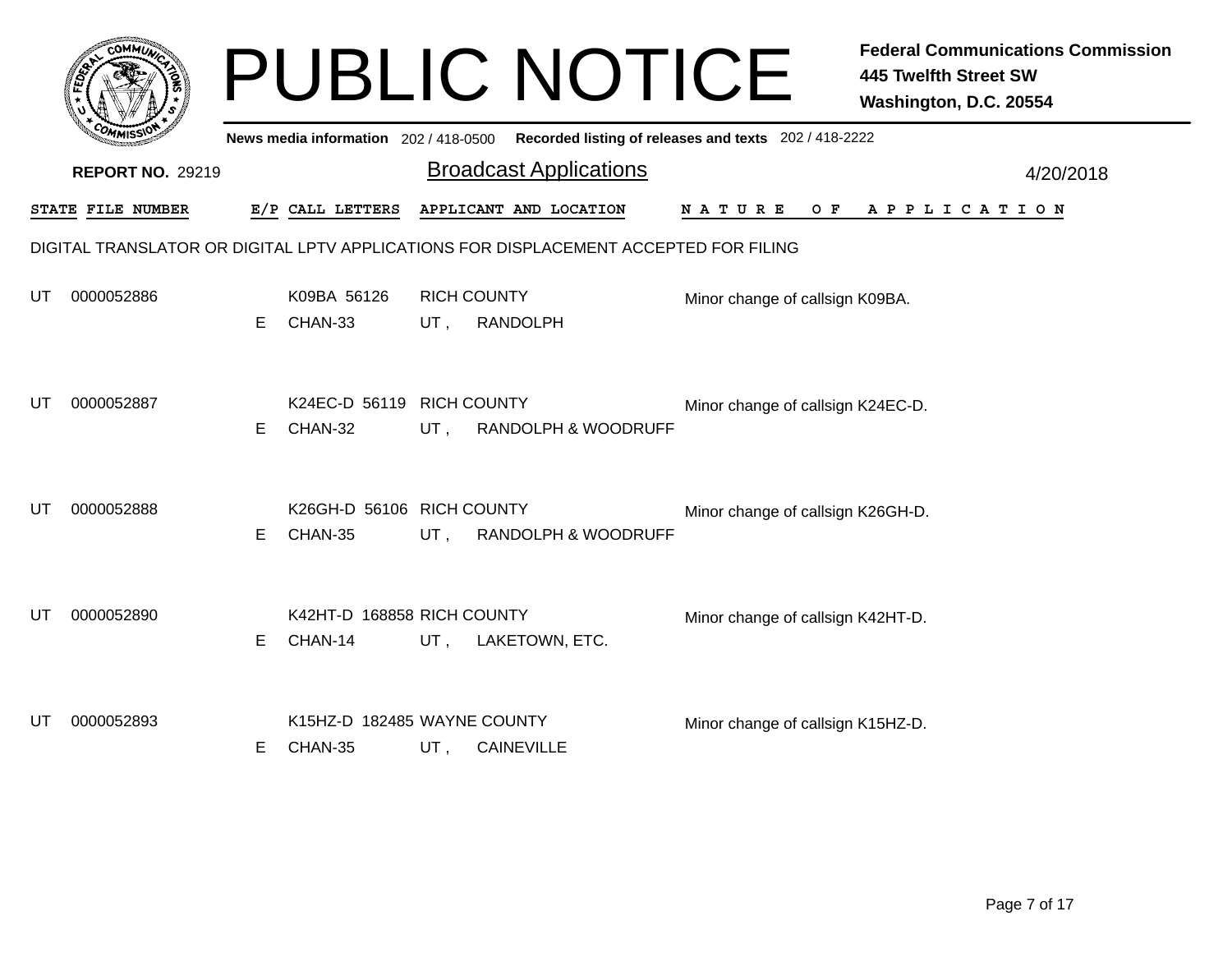# PUBLIC NOTICE

**Federal Communications Commission**
**445 Twelfth Street SW**
**Washington, D.C. 20554**

**News media information** 202 / 418-0500 **Recorded listing of releases and texts** 202 / 418-2222

**REPORT NO.** 29219

## Broadcast Applications

4/20/2018

DIGITAL TRANSLATOR OR DIGITAL LPTV APPLICATIONS FOR DISPLACEMENT ACCEPTED FOR FILING

| STATE | FILE NUMBER | E/P | CALL LETTERS | APPLICANT AND LOCATION | NATURE OF APPLICATION |
|---|---|---|---|---|---|
| UT | 0000052886 | E | K09BA 56126<br>CHAN-33 | RICH COUNTY<br>UT , RANDOLPH | Minor change of callsign K09BA. |
| UT | 0000052887 | E | K24EC-D 56119<br>CHAN-32 | RICH COUNTY<br>UT , RANDOLPH & WOODRUFF | Minor change of callsign K24EC-D. |
| UT | 0000052888 | E | K26GH-D 56106<br>CHAN-35 | RICH COUNTY<br>UT , RANDOLPH & WOODRUFF | Minor change of callsign K26GH-D. |
| UT | 0000052890 | E | K42HT-D 168858<br>CHAN-14 | RICH COUNTY<br>UT , LAKETOWN, ETC. | Minor change of callsign K42HT-D. |
| UT | 0000052893 | E | K15HZ-D 182485<br>CHAN-35 | WAYNE COUNTY<br>UT , CAINEVILLE | Minor change of callsign K15HZ-D. |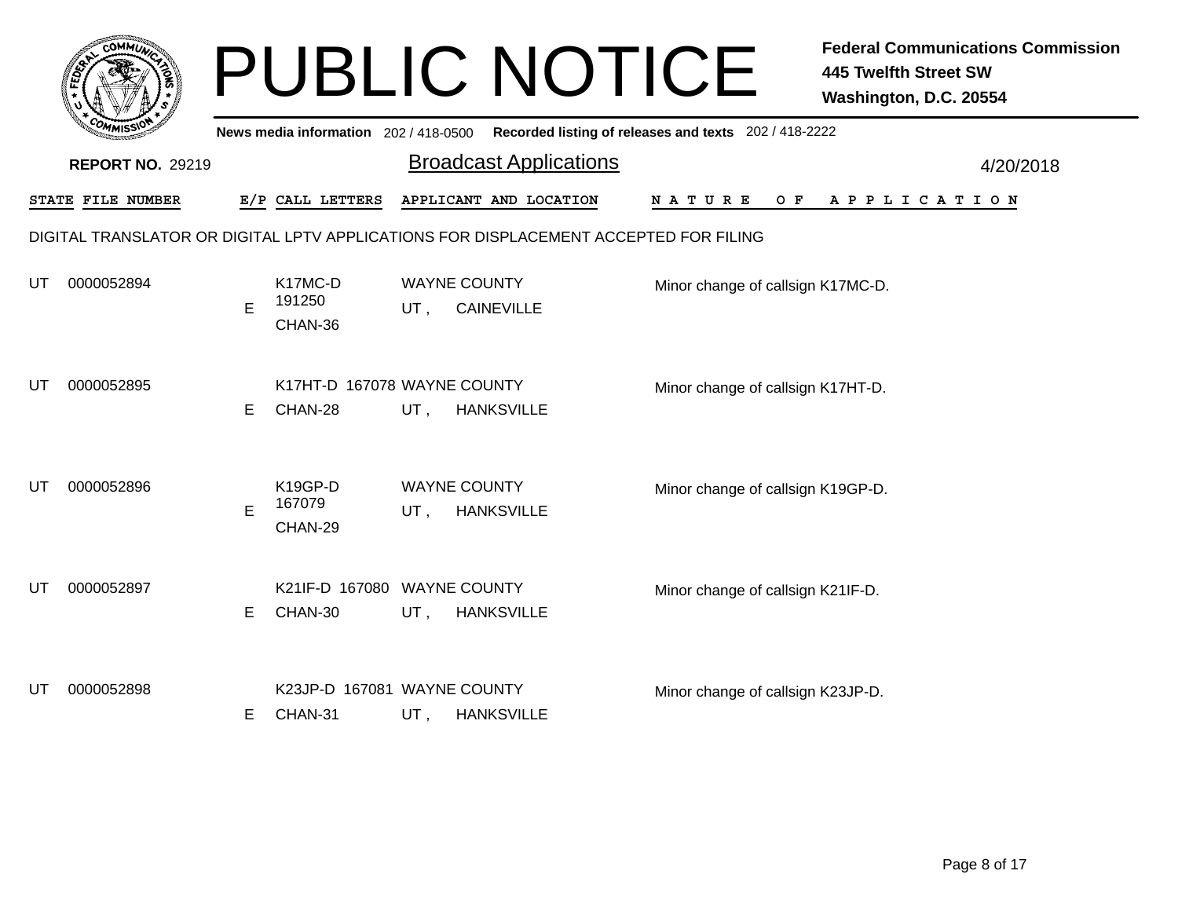# PUBLIC NOTICE

**Federal Communications Commission**
**445 Twelfth Street SW**
**Washington, D.C. 20554**

**News media information** 202 / 418-0500 **Recorded listing of releases and texts** 202 / 418-2222

**REPORT NO.** 29219

## Broadcast Applications

4/20/2018

DIGITAL TRANSLATOR OR DIGITAL LPTV APPLICATIONS FOR DISPLACEMENT ACCEPTED FOR FILING

| STATE | FILE NUMBER | E/P | CALL LETTERS | APPLICANT AND LOCATION | NATURE OF APPLICATION |
|---|---|---|---|---|---|
| UT | 0000052894 | E | K17MC-D 191250 CHAN-36 | WAYNE COUNTY UT , CAINEVILLE | Minor change of callsign K17MC-D. |
| UT | 0000052895 | E | K17HT-D 167078 CHAN-28 | WAYNE COUNTY UT , HANKSVILLE | Minor change of callsign K17HT-D. |
| UT | 0000052896 | E | K19GP-D 167079 CHAN-29 | WAYNE COUNTY UT , HANKSVILLE | Minor change of callsign K19GP-D. |
| UT | 0000052897 | E | K21IF-D 167080 CHAN-30 | WAYNE COUNTY UT , HANKSVILLE | Minor change of callsign K21IF-D. |
| UT | 0000052898 | E | K23JP-D 167081 CHAN-31 | WAYNE COUNTY UT , HANKSVILLE | Minor change of callsign K23JP-D. |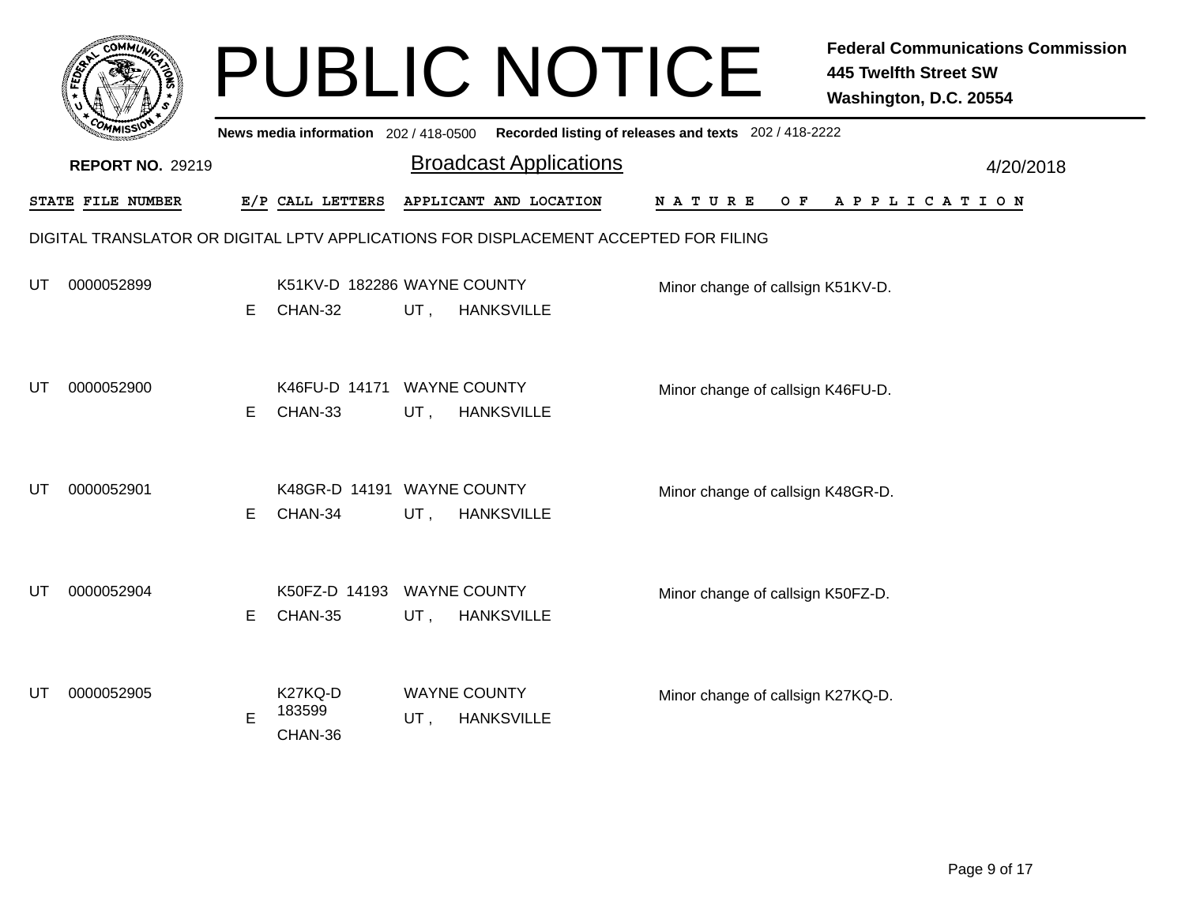# PUBLIC NOTICE

**Federal Communications Commission**
**445 Twelfth Street SW**
**Washington, D.C. 20554**

**News media information** 202 / 418-0500 **Recorded listing of releases and texts** 202 / 418-2222

**REPORT NO.** 29219

## Broadcast Applications

4/20/2018

DIGITAL TRANSLATOR OR DIGITAL LPTV APPLICATIONS FOR DISPLACEMENT ACCEPTED FOR FILING

| STATE | FILE NUMBER | E/P | CALL LETTERS | APPLICANT AND LOCATION | NATURE OF APPLICATION |
|---|---|---|---|---|---|
| UT | 0000052899 | E | K51KV-D 182286 CHAN-32 | WAYNE COUNTY UT , HANKSVILLE | Minor change of callsign K51KV-D. |
| UT | 0000052900 | E | K46FU-D 14171 CHAN-33 | WAYNE COUNTY UT , HANKSVILLE | Minor change of callsign K46FU-D. |
| UT | 0000052901 | E | K48GR-D 14191 CHAN-34 | WAYNE COUNTY UT , HANKSVILLE | Minor change of callsign K48GR-D. |
| UT | 0000052904 | E | K50FZ-D 14193 CHAN-35 | WAYNE COUNTY UT , HANKSVILLE | Minor change of callsign K50FZ-D. |
| UT | 0000052905 | E | K27KQ-D 183599 CHAN-36 | WAYNE COUNTY UT , HANKSVILLE | Minor change of callsign K27KQ-D. |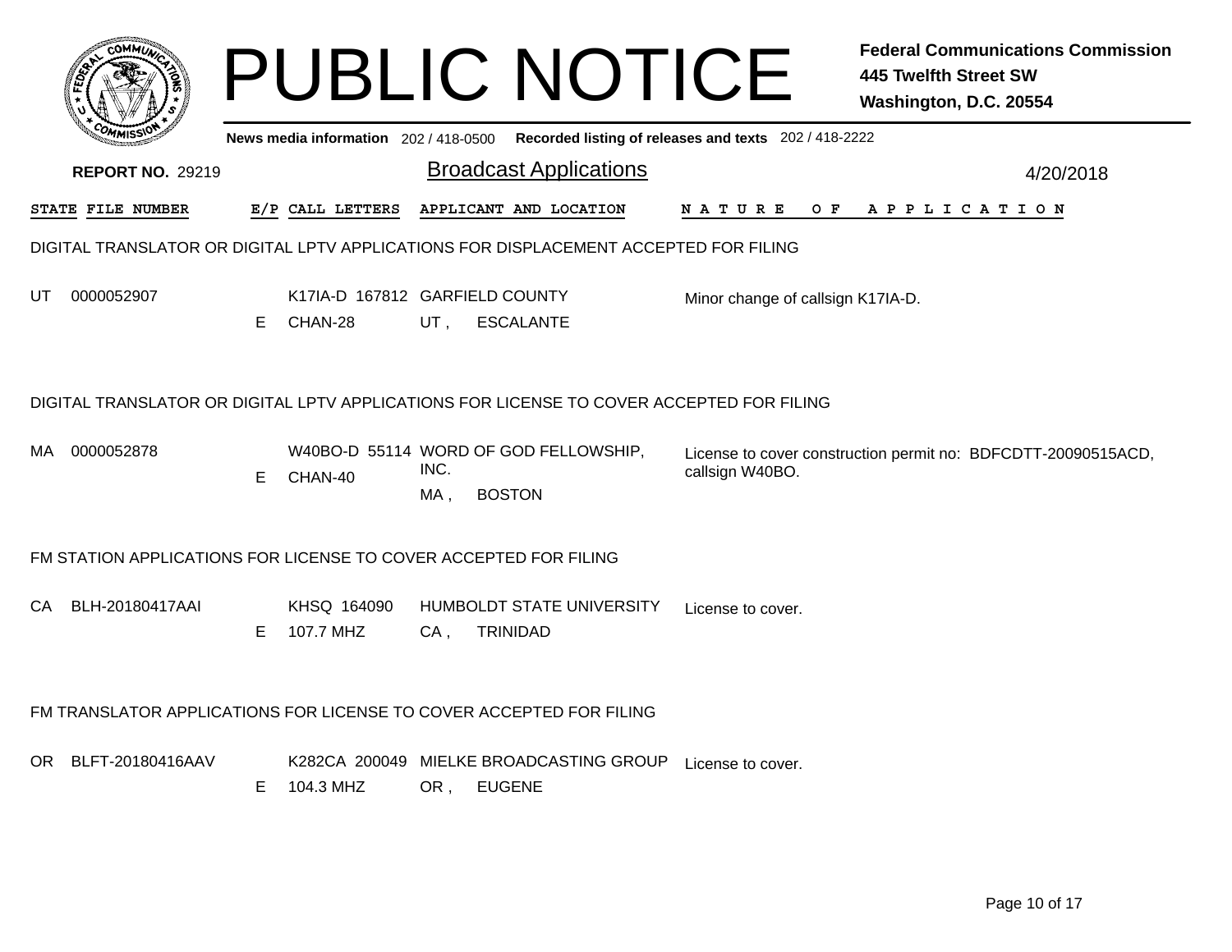# PUBLIC NOTICE

**Federal Communications Commission**
**445 Twelfth Street SW**
**Washington, D.C. 20554**

**News media information** 202 / 418-0500 **Recorded listing of releases and texts** 202 / 418-2222

**REPORT NO.** 29219

## Broadcast Applications

4/20/2018

| STATE | FILE NUMBER | E/P | CALL LETTERS | APPLICANT AND LOCATION | NATURE OF APPLICATION |
|---|---|---|---|---|---|

### DIGITAL TRANSLATOR OR DIGITAL LPTV APPLICATIONS FOR DISPLACEMENT ACCEPTED FOR FILING

| STATE | FILE NUMBER | E/P | CALL LETTERS | APPLICANT AND LOCATION | NATURE OF APPLICATION |
|---|---|---|---|---|---|
| UT | 0000052907 | E | K17IA-D 167812 CHAN-28 | GARFIELD COUNTY UT , ESCALANTE | Minor change of callsign K17IA-D. |

### DIGITAL TRANSLATOR OR DIGITAL LPTV APPLICATIONS FOR LICENSE TO COVER ACCEPTED FOR FILING

| STATE | FILE NUMBER | E/P | CALL LETTERS | APPLICANT AND LOCATION | NATURE OF APPLICATION |
|---|---|---|---|---|---|
| MA | 0000052878 | E | W40BO-D 55114 CHAN-40 | WORD OF GOD FELLOWSHIP, INC. MA , BOSTON | License to cover construction permit no: BDFCDTT-20090515ACD, callsign W40BO. |

### FM STATION APPLICATIONS FOR LICENSE TO COVER ACCEPTED FOR FILING

| STATE | FILE NUMBER | E/P | CALL LETTERS | APPLICANT AND LOCATION | NATURE OF APPLICATION |
|---|---|---|---|---|---|
| CA | BLH-20180417AAI | E | KHSQ 164090 107.7 MHZ | HUMBOLDT STATE UNIVERSITY CA , TRINIDAD | License to cover. |

### FM TRANSLATOR APPLICATIONS FOR LICENSE TO COVER ACCEPTED FOR FILING

| STATE | FILE NUMBER | E/P | CALL LETTERS | APPLICANT AND LOCATION | NATURE OF APPLICATION |
|---|---|---|---|---|---|
| OR | BLFT-20180416AAV | E | K282CA 200049 104.3 MHZ | MIELKE BROADCASTING GROUP OR , EUGENE | License to cover. |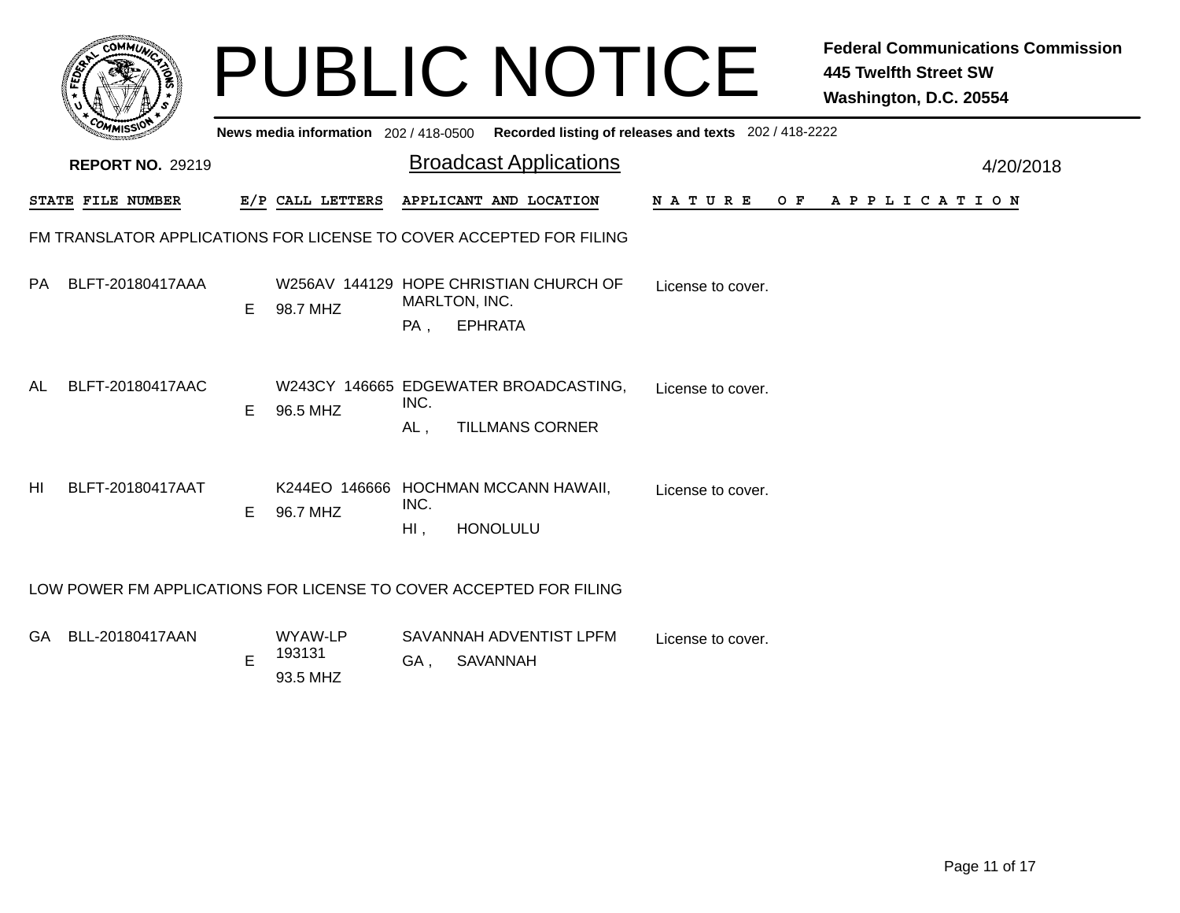# PUBLIC NOTICE

**Federal Communications Commission**
**445 Twelfth Street SW**
**Washington, D.C. 20554**

**News media information** 202 / 418-0500 **Recorded listing of releases and texts** 202 / 418-2222

**REPORT NO.** 29219

## Broadcast Applications

4/20/2018

### FM TRANSLATOR APPLICATIONS FOR LICENSE TO COVER ACCEPTED FOR FILING

| STATE | FILE NUMBER | E/P | CALL LETTERS | APPLICANT AND LOCATION | NATURE OF APPLICATION |
|---|---|---|---|---|---|
| PA | BLFT-20180417AAA | E | W256AV 144129 98.7 MHZ | HOPE CHRISTIAN CHURCH OF MARLTON, INC. PA , EPHRATA | License to cover. |
| AL | BLFT-20180417AAC | E | W243CY 146665 96.5 MHZ | EDGEWATER BROADCASTING, INC. AL , TILLMANS CORNER | License to cover. |
| HI | BLFT-20180417AAT | E | K244EO 146666 96.7 MHZ | HOCHMAN MCCANN HAWAII, INC. HI , HONOLULU | License to cover. |

### LOW POWER FM APPLICATIONS FOR LICENSE TO COVER ACCEPTED FOR FILING

| STATE | FILE NUMBER | E/P | CALL LETTERS | APPLICANT AND LOCATION | NATURE OF APPLICATION |
|---|---|---|---|---|---|
| GA | BLL-20180417AAN | E | WYAW-LP 193131 93.5 MHZ | SAVANNAH ADVENTIST LPFM GA , SAVANNAH | License to cover. |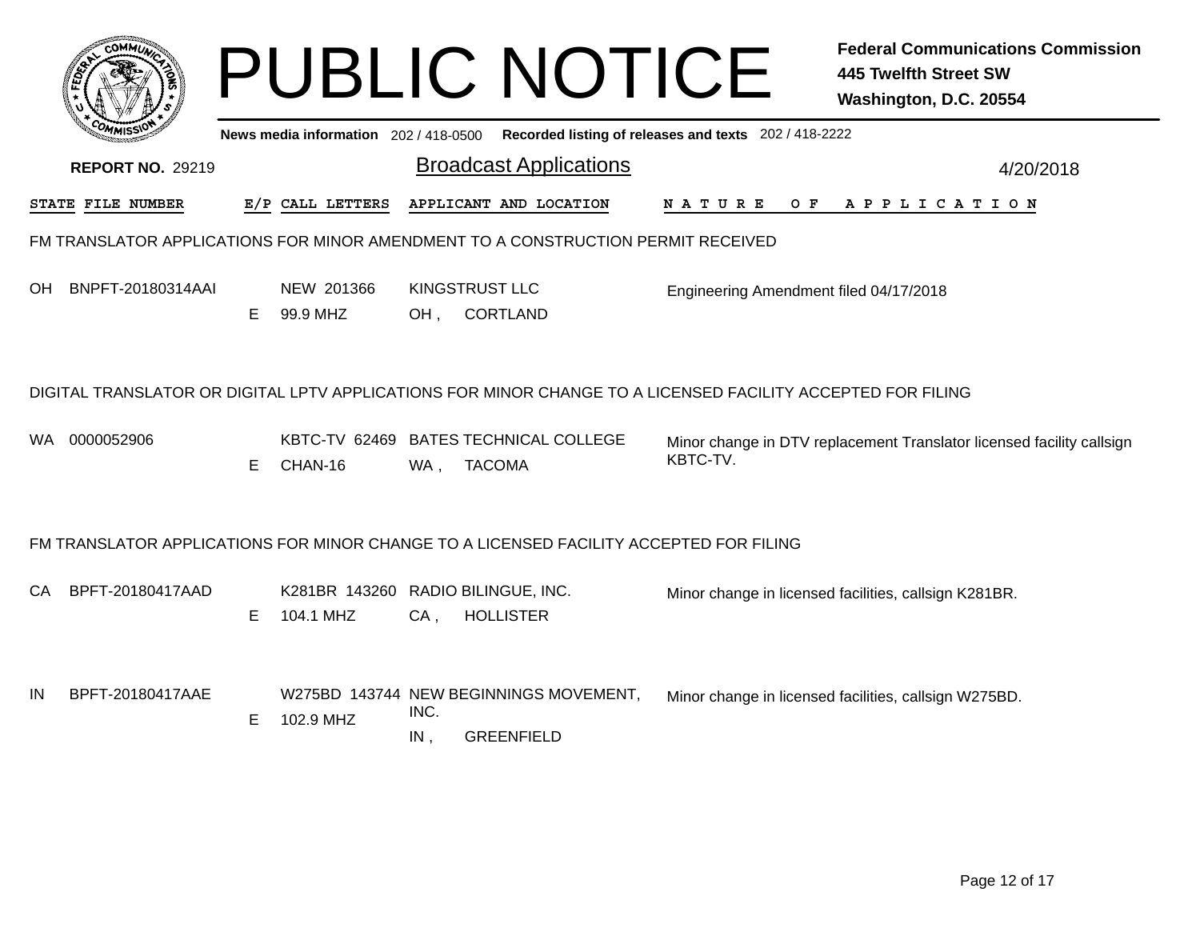# PUBLIC NOTICE

**Federal Communications Commission**
**445 Twelfth Street SW**
**Washington, D.C. 20554**

**News media information** 202 / 418-0500 **Recorded listing of releases and texts** 202 / 418-2222

**REPORT NO.** 29219

## Broadcast Applications

4/20/2018

| STATE | FILE NUMBER | E/P | CALL LETTERS | APPLICANT AND LOCATION | NATURE OF APPLICATION |
|---|---|---|---|---|---|

### FM TRANSLATOR APPLICATIONS FOR MINOR AMENDMENT TO A CONSTRUCTION PERMIT RECEIVED

| STATE | FILE NUMBER | E/P | CALL LETTERS | APPLICANT AND LOCATION | NATURE OF APPLICATION |
|---|---|---|---|---|---|
| OH | BNPFT-20180314AAI | E | NEW 201366<br>99.9 MHZ | KINGSTRUST LLC<br>OH , CORTLAND | Engineering Amendment filed 04/17/2018 |

### DIGITAL TRANSLATOR OR DIGITAL LPTV APPLICATIONS FOR MINOR CHANGE TO A LICENSED FACILITY ACCEPTED FOR FILING

| STATE | FILE NUMBER | E/P | CALL LETTERS | APPLICANT AND LOCATION | NATURE OF APPLICATION |
|---|---|---|---|---|---|
| WA | 0000052906 | E | KBTC-TV 62469<br>CHAN-16 | BATES TECHNICAL COLLEGE<br>WA , TACOMA | Minor change in DTV replacement Translator licensed facility callsign KBTC-TV. |

### FM TRANSLATOR APPLICATIONS FOR MINOR CHANGE TO A LICENSED FACILITY ACCEPTED FOR FILING

| STATE | FILE NUMBER | E/P | CALL LETTERS | APPLICANT AND LOCATION | NATURE OF APPLICATION |
|---|---|---|---|---|---|
| CA | BPFT-20180417AAD | E | K281BR 143260<br>104.1 MHZ | RADIO BILINGUE, INC.<br>CA , HOLLISTER | Minor change in licensed facilities, callsign K281BR. |
| IN | BPFT-20180417AAE | E | W275BD 143744<br>102.9 MHZ | NEW BEGINNINGS MOVEMENT, INC.<br>IN , GREENFIELD | Minor change in licensed facilities, callsign W275BD. |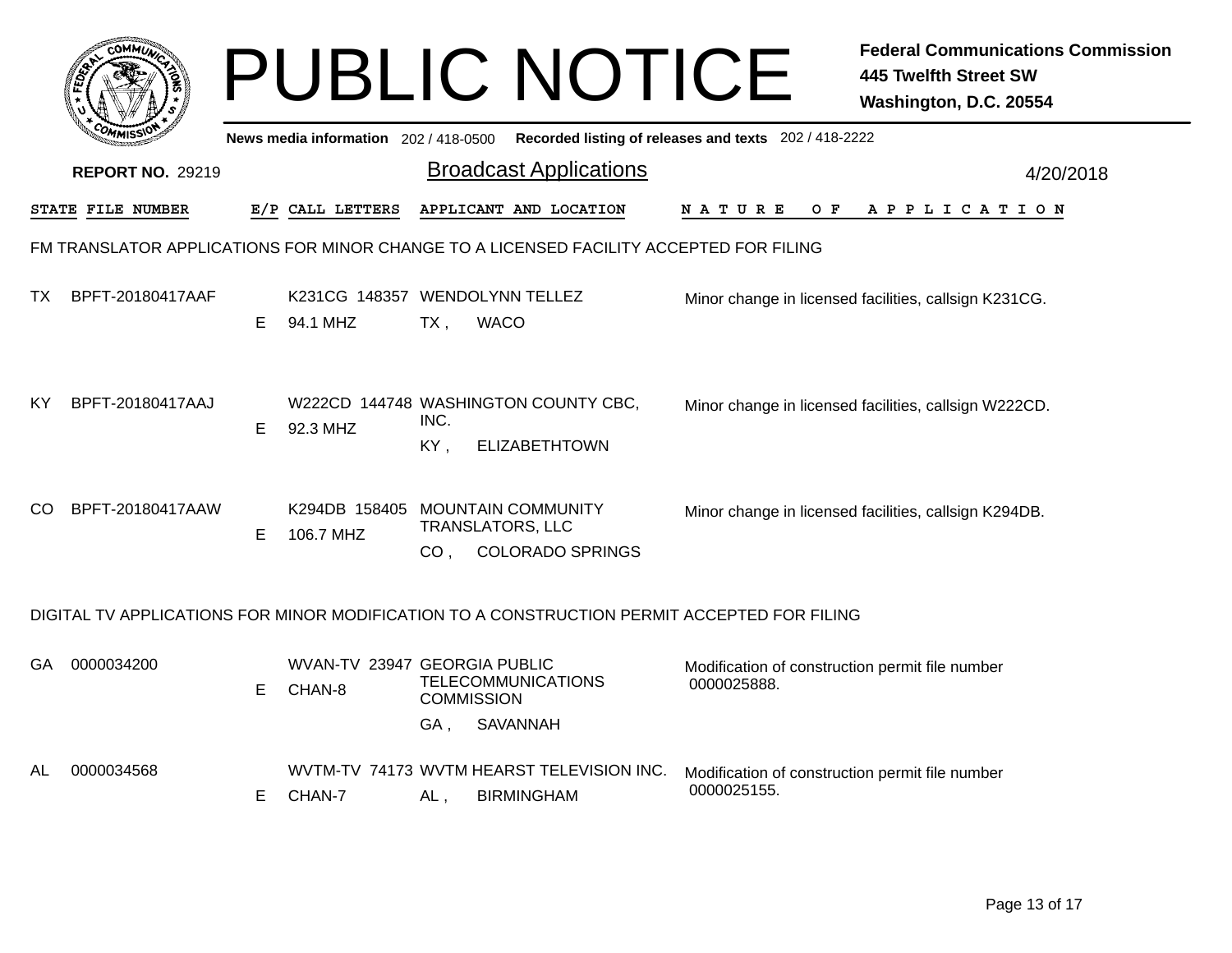# PUBLIC NOTICE

**Federal Communications Commission**
**445 Twelfth Street SW**
**Washington, D.C. 20554**

News media information 202 / 418-0500 Recorded listing of releases and texts 202 / 418-2222

**REPORT NO.** 29219

## Broadcast Applications

4/20/2018

### FM TRANSLATOR APPLICATIONS FOR MINOR CHANGE TO A LICENSED FACILITY ACCEPTED FOR FILING

| STATE | FILE NUMBER | E/P | CALL LETTERS | APPLICANT AND LOCATION | NATURE OF APPLICATION |
|---|---|---|---|---|---|
| TX | BPFT-20180417AAF | E | K231CG 148357 94.1 MHZ | WENDOLYNN TELLEZ TX , WACO | Minor change in licensed facilities, callsign K231CG. |
| KY | BPFT-20180417AAJ | E | W222CD 144748 92.3 MHZ | WASHINGTON COUNTY CBC, INC. KY , ELIZABETHTOWN | Minor change in licensed facilities, callsign W222CD. |
| CO | BPFT-20180417AAW | E | K294DB 158405 106.7 MHZ | MOUNTAIN COMMUNITY TRANSLATORS, LLC CO , COLORADO SPRINGS | Minor change in licensed facilities, callsign K294DB. |

### DIGITAL TV APPLICATIONS FOR MINOR MODIFICATION TO A CONSTRUCTION PERMIT ACCEPTED FOR FILING

| STATE | FILE NUMBER | E/P | CALL LETTERS | APPLICANT AND LOCATION | NATURE OF APPLICATION |
|---|---|---|---|---|---|
| GA | 0000034200 | E | WVAN-TV 23947 CHAN-8 | GEORGIA PUBLIC TELECOMMUNICATIONS COMMISSION GA , SAVANNAH | Modification of construction permit file number 0000025888. |
| AL | 0000034568 | E | WVTM-TV 74173 CHAN-7 | WVTM HEARST TELEVISION INC. AL , BIRMINGHAM | Modification of construction permit file number 0000025155. |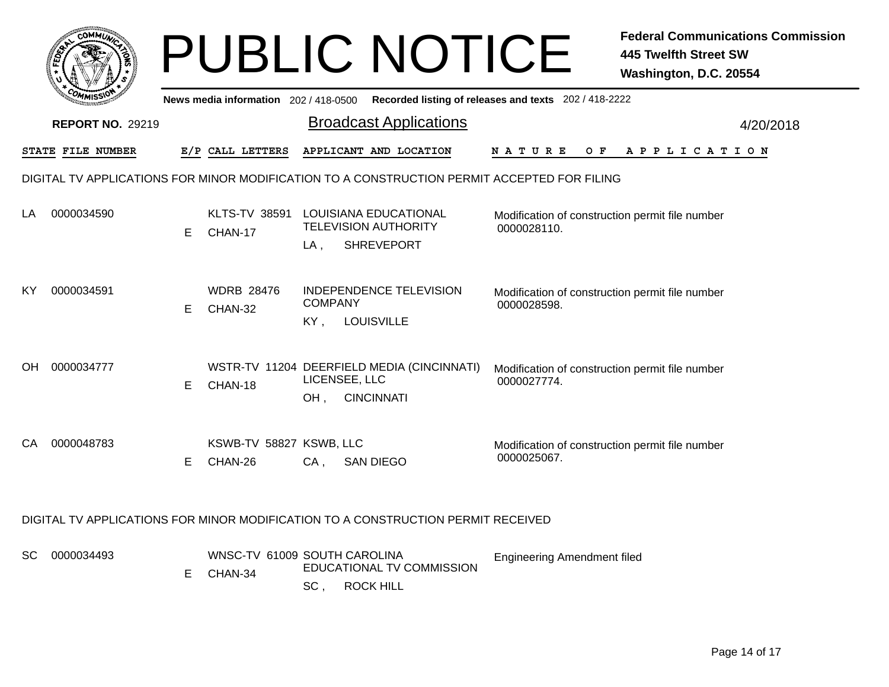# PUBLIC NOTICE

**Federal Communications Commission**
**445 Twelfth Street SW**
**Washington, D.C. 20554**

**News media information** 202 / 418-0500 **Recorded listing of releases and texts** 202 / 418-2222

**REPORT NO.** 29219

## Broadcast Applications

4/20/2018

| STATE | FILE NUMBER | E/P | CALL LETTERS | APPLICANT AND LOCATION | NATURE OF APPLICATION |
|---|---|---|---|---|---|

### DIGITAL TV APPLICATIONS FOR MINOR MODIFICATION TO A CONSTRUCTION PERMIT ACCEPTED FOR FILING

| STATE | FILE NUMBER | E/P | CALL LETTERS | APPLICANT AND LOCATION | NATURE OF APPLICATION |
|---|---|---|---|---|---|
| LA | 0000034590 | E | KLTS-TV 38591 CHAN-17 | LOUISIANA EDUCATIONAL TELEVISION AUTHORITY<br>LA , SHREVEPORT | Modification of construction permit file number 0000028110. |
| KY | 0000034591 | E | WDRB 28476 CHAN-32 | INDEPENDENCE TELEVISION COMPANY<br>KY , LOUISVILLE | Modification of construction permit file number 0000028598. |
| OH | 0000034777 | E | WSTR-TV 11204 CHAN-18 | DEERFIELD MEDIA (CINCINNATI) LICENSEE, LLC<br>OH , CINCINNATI | Modification of construction permit file number 0000027774. |
| CA | 0000048783 | E | KSWB-TV 58827 CHAN-26 | KSWB, LLC<br>CA , SAN DIEGO | Modification of construction permit file number 0000025067. |

### DIGITAL TV APPLICATIONS FOR MINOR MODIFICATION TO A CONSTRUCTION PERMIT RECEIVED

| STATE | FILE NUMBER | E/P | CALL LETTERS | APPLICANT AND LOCATION | NATURE OF APPLICATION |
|---|---|---|---|---|---|
| SC | 0000034493 | E | WNSC-TV 61009 CHAN-34 | SOUTH CAROLINA EDUCATIONAL TV COMMISSION<br>SC , ROCK HILL | Engineering Amendment filed |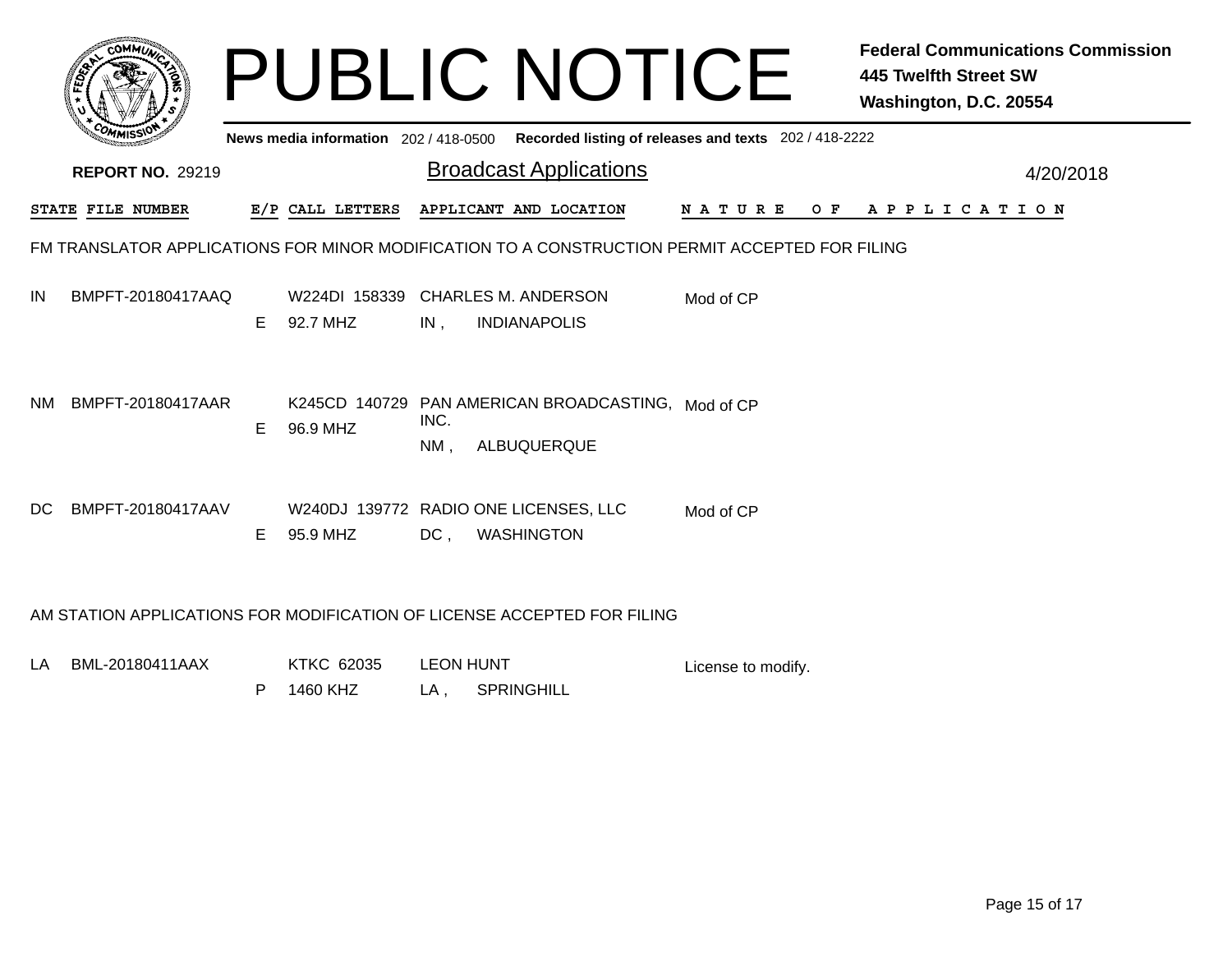# PUBLIC NOTICE

**Federal Communications Commission**
**445 Twelfth Street SW**
**Washington, D.C. 20554**

**News media information** 202 / 418-0500 **Recorded listing of releases and texts** 202 / 418-2222

**REPORT NO.** 29219

## Broadcast Applications

4/20/2018

| STATE | FILE NUMBER | E/P | CALL LETTERS | APPLICANT AND LOCATION | NATURE OF APPLICATION |
|---|---|---|---|---|---|

### FM TRANSLATOR APPLICATIONS FOR MINOR MODIFICATION TO A CONSTRUCTION PERMIT ACCEPTED FOR FILING

| STATE | FILE NUMBER | E/P | CALL LETTERS | APPLICANT AND LOCATION | NATURE OF APPLICATION |
|---|---|---|---|---|---|
| IN | BMPFT-20180417AAQ | E | W224DI 158339<br>92.7 MHZ | CHARLES M. ANDERSON<br>IN , INDIANAPOLIS | Mod of CP |
| NM | BMPFT-20180417AAR | E | K245CD 140729<br>96.9 MHZ | PAN AMERICAN BROADCASTING, INC.<br>NM , ALBUQUERQUE | Mod of CP |
| DC | BMPFT-20180417AAV | E | W240DJ 139772<br>95.9 MHZ | RADIO ONE LICENSES, LLC<br>DC , WASHINGTON | Mod of CP |

### AM STATION APPLICATIONS FOR MODIFICATION OF LICENSE ACCEPTED FOR FILING

| STATE | FILE NUMBER | E/P | CALL LETTERS | APPLICANT AND LOCATION | NATURE OF APPLICATION |
|---|---|---|---|---|---|
| LA | BML-20180411AAX | P | KTKC 62035<br>1460 KHZ | LEON HUNT<br>LA , SPRINGHILL | License to modify. |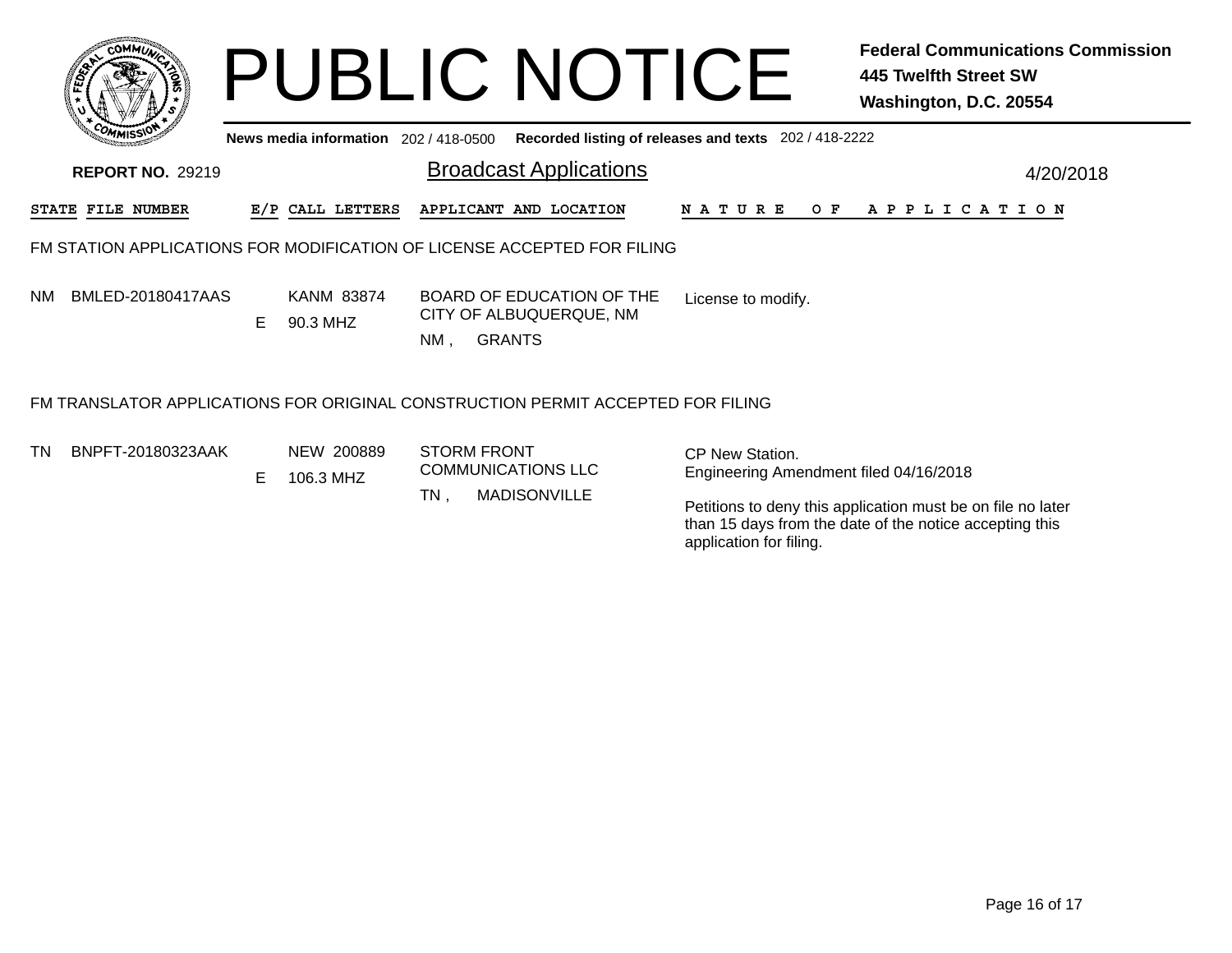# PUBLIC NOTICE

**Federal Communications Commission**
**445 Twelfth Street SW**
**Washington, D.C. 20554**

**News media information** 202 / 418-0500 **Recorded listing of releases and texts** 202 / 418-2222

**REPORT NO.** 29219

## Broadcast Applications

4/20/2018

### FM STATION APPLICATIONS FOR MODIFICATION OF LICENSE ACCEPTED FOR FILING

| STATE | FILE NUMBER | E/P | CALL LETTERS | APPLICANT AND LOCATION | NATURE OF APPLICATION |
|---|---|---|---|---|---|
| NM | BMLED-20180417AAS | E | KANM 83874<br>90.3 MHZ | BOARD OF EDUCATION OF THE CITY OF ALBUQUERQUE, NM<br>NM , GRANTS | License to modify. |

### FM TRANSLATOR APPLICATIONS FOR ORIGINAL CONSTRUCTION PERMIT ACCEPTED FOR FILING

| STATE | FILE NUMBER | E/P | CALL LETTERS | APPLICANT AND LOCATION | NATURE OF APPLICATION |
|---|---|---|---|---|---|
| TN | BNPFT-20180323AAK | E | NEW 200889<br>106.3 MHZ | STORM FRONT COMMUNICATIONS LLC<br>TN , MADISONVILLE | CP New Station.<br>Engineering Amendment filed 04/16/2018<br><br>Petitions to deny this application must be on file no later than 15 days from the date of the notice accepting this application for filing. |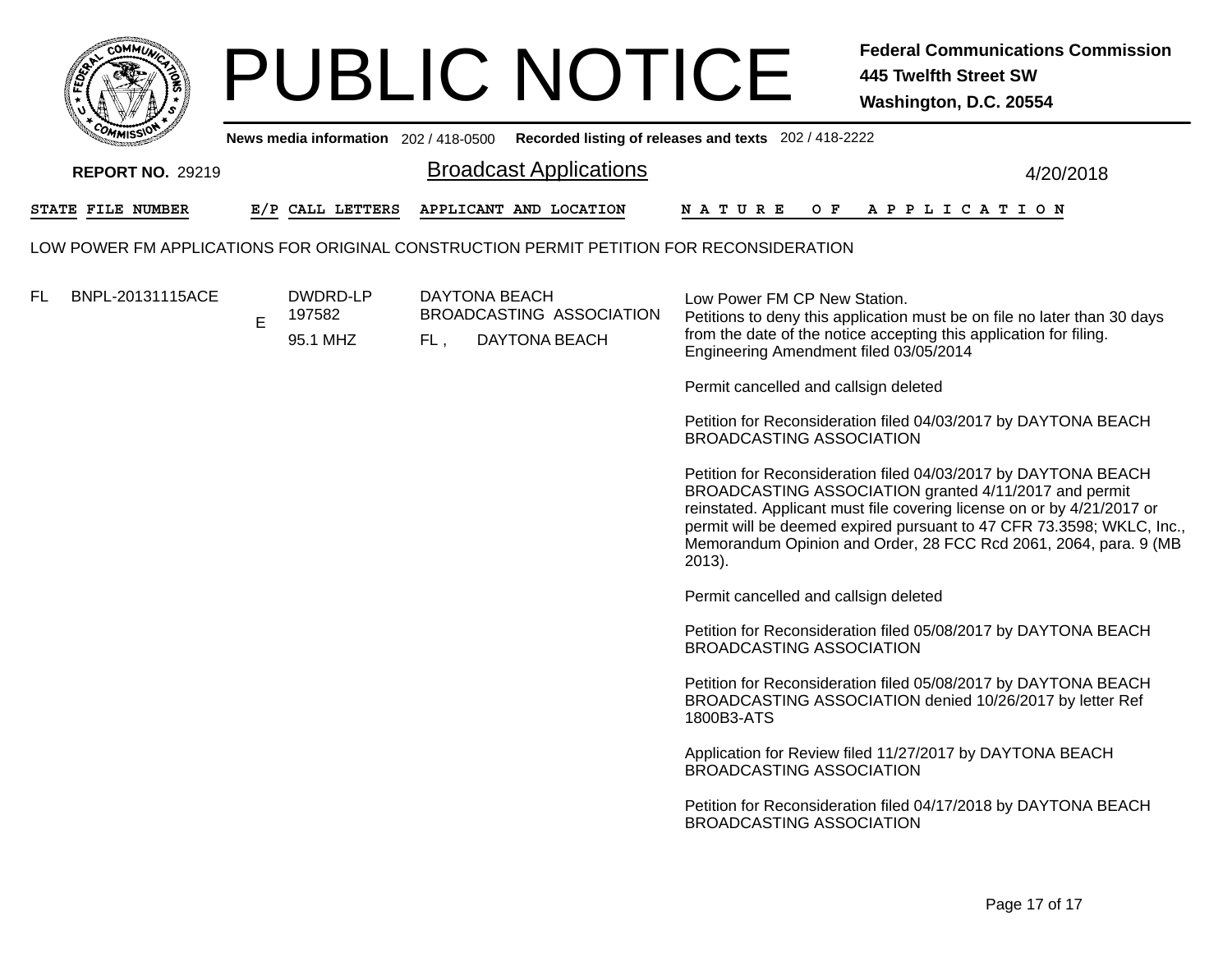# PUBLIC NOTICE

**Federal Communications Commission**
**445 Twelfth Street SW**
**Washington, D.C. 20554**

**News media information** 202 / 418-0500 **Recorded listing of releases and texts** 202 / 418-2222

**REPORT NO.** 29219

## Broadcast Applications

4/20/2018

| STATE | FILE NUMBER | E/P | CALL LETTERS | APPLICANT AND LOCATION | NATURE OF APPLICATION |
|---|---|---|---|---|---|

LOW POWER FM APPLICATIONS FOR ORIGINAL CONSTRUCTION PERMIT PETITION FOR RECONSIDERATION

| STATE | FILE NUMBER | E/P | CALL LETTERS | APPLICANT AND LOCATION | NATURE OF APPLICATION |
|---|---|---|---|---|---|
| FL | BNPL-20131115ACE | E | DWDRD-LP 197582 95.1 MHZ | DAYTONA BEACH BROADCASTING ASSOCIATION FL , DAYTONA BEACH | Low Power FM CP New Station. Petitions to deny this application must be on file no later than 30 days from the date of the notice accepting this application for filing. Engineering Amendment filed 03/05/2014 |

Permit cancelled and callsign deleted

Petition for Reconsideration filed 04/03/2017 by DAYTONA BEACH BROADCASTING ASSOCIATION

Petition for Reconsideration filed 04/03/2017 by DAYTONA BEACH BROADCASTING ASSOCIATION granted 4/11/2017 and permit reinstated. Applicant must file covering license on or by 4/21/2017 or permit will be deemed expired pursuant to 47 CFR 73.3598; WKLC, Inc., Memorandum Opinion and Order, 28 FCC Rcd 2061, 2064, para. 9 (MB 2013).

Permit cancelled and callsign deleted

Petition for Reconsideration filed 05/08/2017 by DAYTONA BEACH BROADCASTING ASSOCIATION

Petition for Reconsideration filed 05/08/2017 by DAYTONA BEACH BROADCASTING ASSOCIATION denied 10/26/2017 by letter Ref 1800B3-ATS

Application for Review filed 11/27/2017 by DAYTONA BEACH BROADCASTING ASSOCIATION

Petition for Reconsideration filed 04/17/2018 by DAYTONA BEACH BROADCASTING ASSOCIATION